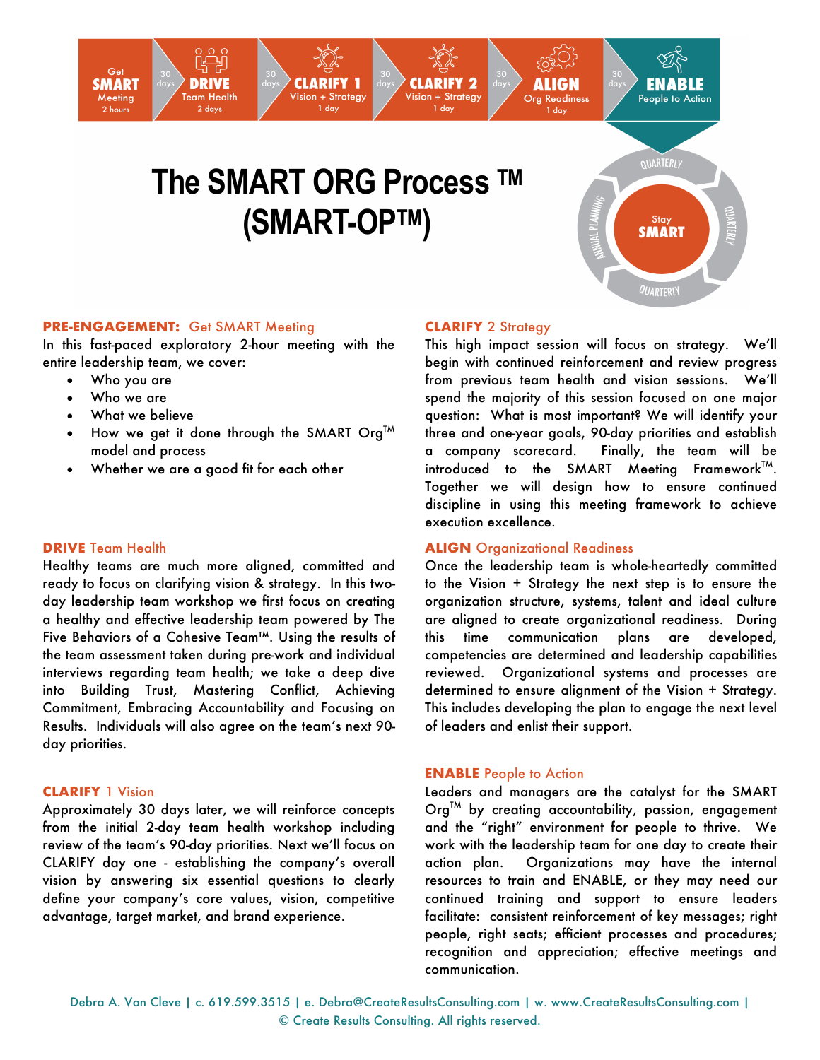Get **SMART** Meeting 2 hours → 30 days → **DRIVE** Team Health 2 days → 30 days → **CLARIFY 1** Vision + Strategy 1 day → 30 days → **CLARIFY 2** Vision + Strategy 1 day → 30 days → **ALIGN** Org Readiness 1 day → 30 days → **ENABLE** People to Action

Stay **SMART** — Quarterly · Quarterly · Quarterly · Annual Planning

# The SMART ORG Process ™ (SMART-OP™)

## PRE-ENGAGEMENT: Get SMART Meeting

In this fast-paced exploratory 2-hour meeting with the entire leadership team, we cover:

- Who you are
- Who we are
- What we believe
- How we get it done through the SMART Org™ model and process
- Whether we are a good fit for each other

## DRIVE Team Health

Healthy teams are much more aligned, committed and ready to focus on clarifying vision & strategy. In this two-day leadership team workshop we first focus on creating a healthy and effective leadership team powered by The Five Behaviors of a Cohesive Team™. Using the results of the team assessment taken during pre-work and individual interviews regarding team health; we take a deep dive into Building Trust, Mastering Conflict, Achieving Commitment, Embracing Accountability and Focusing on Results. Individuals will also agree on the team's next 90-day priorities.

## CLARIFY 1 Vision

Approximately 30 days later, we will reinforce concepts from the initial 2-day team health workshop including review of the team's 90-day priorities. Next we'll focus on CLARIFY day one - establishing the company's overall vision by answering six essential questions to clearly define your company's core values, vision, competitive advantage, target market, and brand experience.

## CLARIFY 2 Strategy

This high impact session will focus on strategy. We'll begin with continued reinforcement and review progress from previous team health and vision sessions. We'll spend the majority of this session focused on one major question: What is most important? We will identify your three and one-year goals, 90-day priorities and establish a company scorecard. Finally, the team will be introduced to the SMART Meeting Framework™. Together we will design how to ensure continued discipline in using this meeting framework to achieve execution excellence.

## ALIGN Organizational Readiness

Once the leadership team is whole-heartedly committed to the Vision + Strategy the next step is to ensure the organization structure, systems, talent and ideal culture are aligned to create organizational readiness. During this time communication plans are developed, competencies are determined and leadership capabilities reviewed. Organizational systems and processes are determined to ensure alignment of the Vision + Strategy. This includes developing the plan to engage the next level of leaders and enlist their support.

## ENABLE People to Action

Leaders and managers are the catalyst for the SMART Org™ by creating accountability, passion, engagement and the "right" environment for people to thrive. We work with the leadership team for one day to create their action plan. Organizations may have the internal resources to train and ENABLE, or they may need our continued training and support to ensure leaders facilitate: consistent reinforcement of key messages; right people, right seats; efficient processes and procedures; recognition and appreciation; effective meetings and communication.

Debra A. Van Cleve | c. 619.599.3515 | e. Debra@CreateResultsConsulting.com | w. www.CreateResultsConsulting.com | © Create Results Consulting. All rights reserved.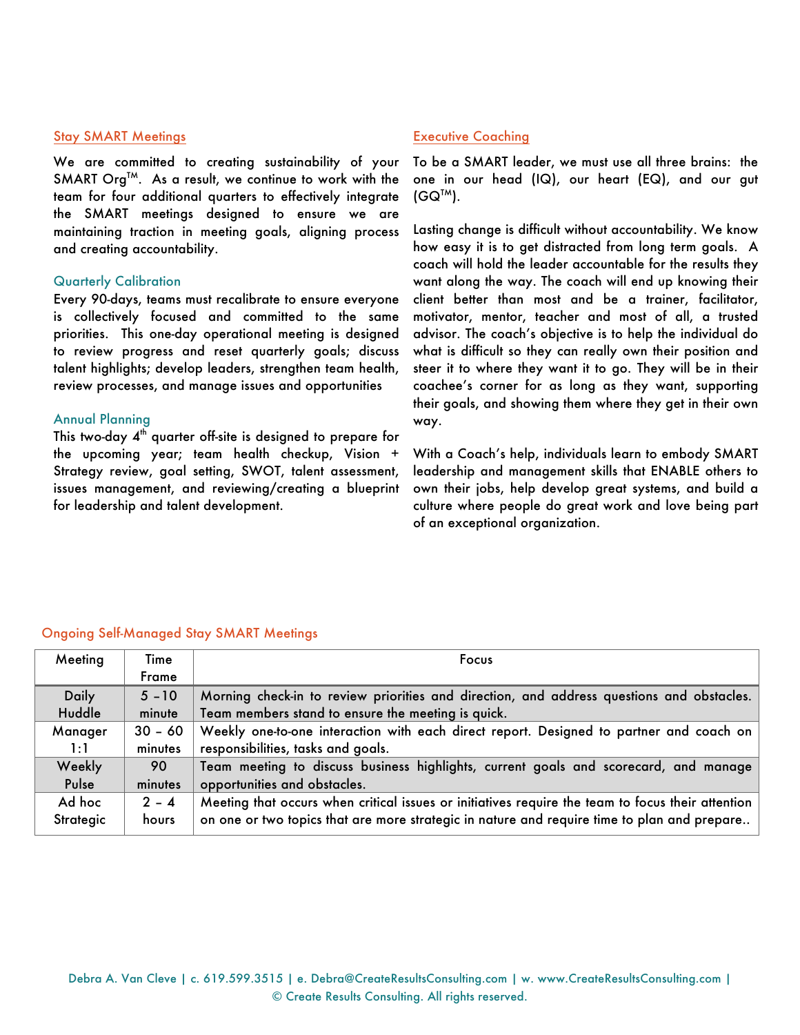## Stay SMART Meetings

We are committed to creating sustainability of your SMART Org™. As a result, we continue to work with the team for four additional quarters to effectively integrate the SMART meetings designed to ensure we are maintaining traction in meeting goals, aligning process and creating accountability.

### Quarterly Calibration

Every 90-days, teams must recalibrate to ensure everyone is collectively focused and committed to the same priorities. This one-day operational meeting is designed to review progress and reset quarterly goals; discuss talent highlights; develop leaders, strengthen team health, review processes, and manage issues and opportunities

### Annual Planning

This two-day 4th quarter off-site is designed to prepare for the upcoming year; team health checkup, Vision + Strategy review, goal setting, SWOT, talent assessment, issues management, and reviewing/creating a blueprint for leadership and talent development.

## Executive Coaching

To be a SMART leader, we must use all three brains: the one in our head (IQ), our heart (EQ), and our gut (GQ™).

Lasting change is difficult without accountability. We know how easy it is to get distracted from long term goals. A coach will hold the leader accountable for the results they want along the way. The coach will end up knowing their client better than most and be a trainer, facilitator, motivator, mentor, teacher and most of all, a trusted advisor. The coach's objective is to help the individual do what is difficult so they can really own their position and steer it to where they want it to go. They will be in their coachee's corner for as long as they want, supporting their goals, and showing them where they get in their own way.

With a Coach's help, individuals learn to embody SMART leadership and management skills that ENABLE others to own their jobs, help develop great systems, and build a culture where people do great work and love being part of an exceptional organization.

## Ongoing Self-Managed Stay SMART Meetings

| Meeting | Time Frame | Focus |
|---|---|---|
| Daily Huddle | 5 – 10 minute | Morning check-in to review priorities and direction, and address questions and obstacles. Team members stand to ensure the meeting is quick. |
| Manager 1:1 | 30 – 60 minutes | Weekly one-to-one interaction with each direct report. Designed to partner and coach on responsibilities, tasks and goals. |
| Weekly Pulse | 90 minutes | Team meeting to discuss business highlights, current goals and scorecard, and manage opportunities and obstacles. |
| Ad hoc Strategic | 2 – 4 hours | Meeting that occurs when critical issues or initiatives require the team to focus their attention on one or two topics that are more strategic in nature and require time to plan and prepare.. |

Debra A. Van Cleve | c. 619.599.3515 | e. Debra@CreateResultsConsulting.com | w. www.CreateResultsConsulting.com | © Create Results Consulting. All rights reserved.